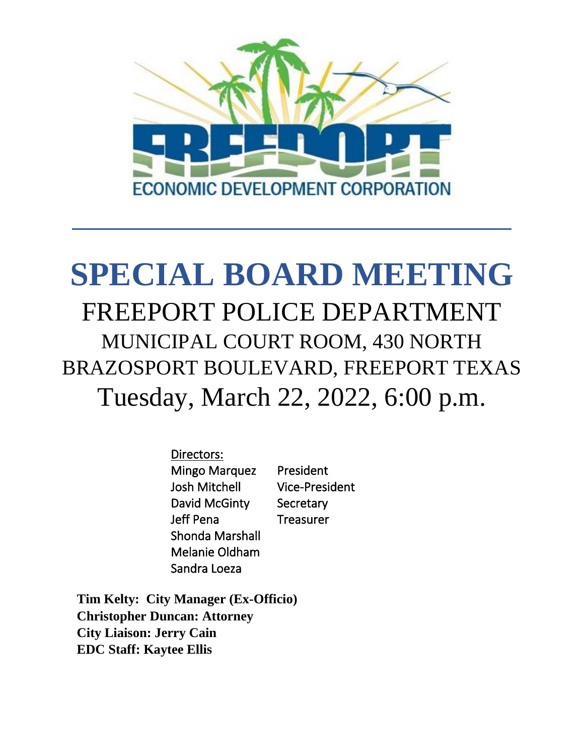FREEPORT

ECONOMIC DEVELOPMENT CORPORATION

# SPECIAL BOARD MEETING

## FREEPORT POLICE DEPARTMENT

### MUNICIPAL COURT ROOM, 430 NORTH BRAZOSPORT BOULEVARD, FREEPORT TEXAS

## Tuesday, March 22, 2022, 6:00 p.m.

Directors:

| | |
|---|---|
| Mingo Marquez | President |
| Josh Mitchell | Vice-President |
| David McGinty | Secretary |
| Jeff Pena | Treasurer |
| Shonda Marshall | |
| Melanie Oldham | |
| Sandra Loeza | |

**Tim Kelty: City Manager (Ex-Officio)**
**Christopher Duncan: Attorney**
**City Liaison: Jerry Cain**
**EDC Staff: Kaytee Ellis**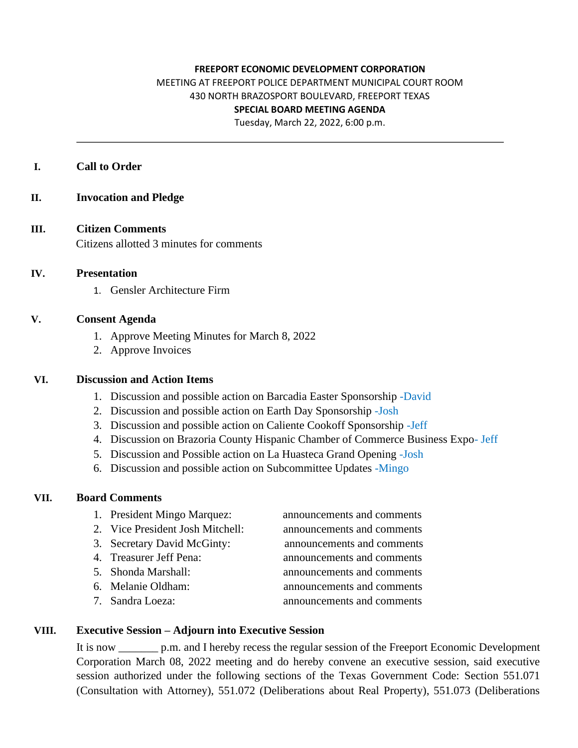**FREEPORT ECONOMIC DEVELOPMENT CORPORATION**
MEETING AT FREEPORT POLICE DEPARTMENT MUNICIPAL COURT ROOM
430 NORTH BRAZOSPORT BOULEVARD, FREEPORT TEXAS
**SPECIAL BOARD MEETING AGENDA**
Tuesday, March 22, 2022, 6:00 p.m.

---

**I. Call to Order**

**II. Invocation and Pledge**

**III. Citizen Comments**

Citizens allotted 3 minutes for comments

**IV. Presentation**

1. Gensler Architecture Firm

**V. Consent Agenda**

1. Approve Meeting Minutes for March 8, 2022
2. Approve Invoices

**VI. Discussion and Action Items**

1. Discussion and possible action on Barcadia Easter Sponsorship -David
2. Discussion and possible action on Earth Day Sponsorship -Josh
3. Discussion and possible action on Caliente Cookoff Sponsorship -Jeff
4. Discussion on Brazoria County Hispanic Chamber of Commerce Business Expo- Jeff
5. Discussion and Possible action on La Huasteca Grand Opening -Josh
6. Discussion and possible action on Subcommittee Updates -Mingo

**VII. Board Comments**

1. President Mingo Marquez: announcements and comments
2. Vice President Josh Mitchell: announcements and comments
3. Secretary David McGinty: announcements and comments
4. Treasurer Jeff Pena: announcements and comments
5. Shonda Marshall: announcements and comments
6. Melanie Oldham: announcements and comments
7. Sandra Loeza: announcements and comments

**VIII. Executive Session – Adjourn into Executive Session**

It is now _______ p.m. and I hereby recess the regular session of the Freeport Economic Development Corporation March 08, 2022 meeting and do hereby convene an executive session, said executive session authorized under the following sections of the Texas Government Code: Section 551.071 (Consultation with Attorney), 551.072 (Deliberations about Real Property), 551.073 (Deliberations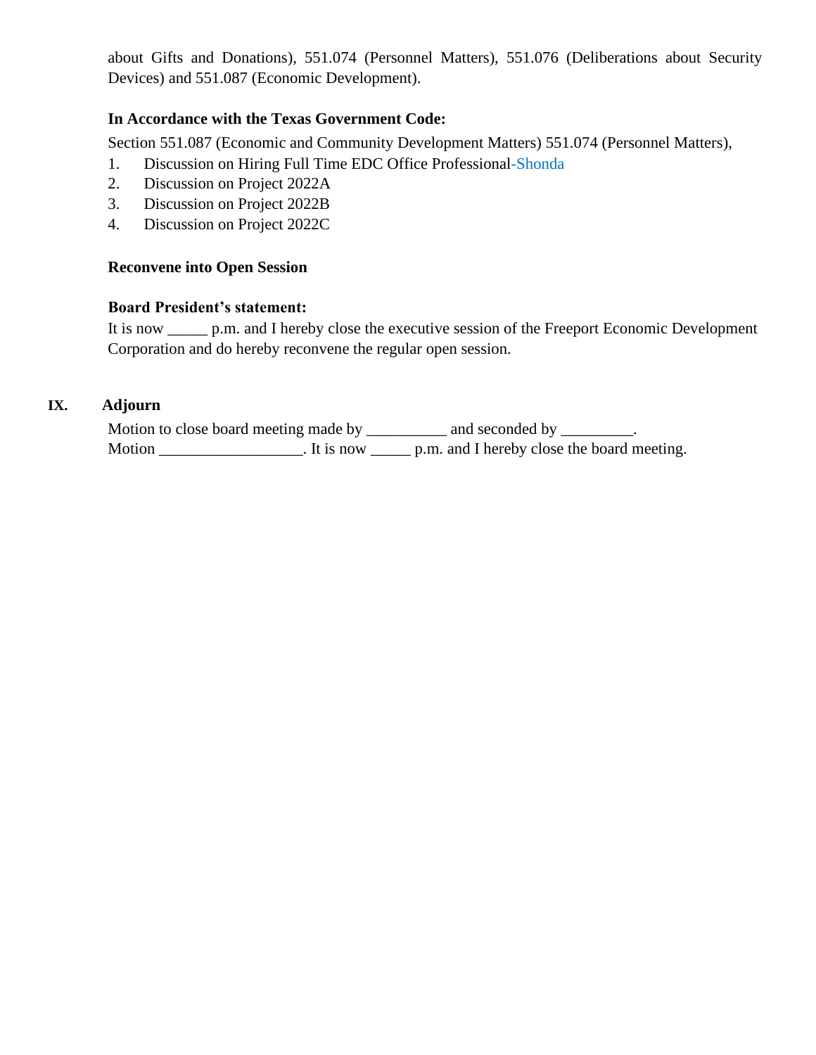about Gifts and Donations), 551.074 (Personnel Matters), 551.076 (Deliberations about Security Devices) and 551.087 (Economic Development).

**In Accordance with the Texas Government Code:**

Section 551.087 (Economic and Community Development Matters) 551.074 (Personnel Matters),

1. Discussion on Hiring Full Time EDC Office Professional-Shonda
2. Discussion on Project 2022A
3. Discussion on Project 2022B
4. Discussion on Project 2022C

**Reconvene into Open Session**

**Board President's statement:**

It is now _____ p.m. and I hereby close the executive session of the Freeport Economic Development Corporation and do hereby reconvene the regular open session.

## IX. Adjourn

Motion to close board meeting made by __________ and seconded by _________.
Motion __________________. It is now _____ p.m. and I hereby close the board meeting.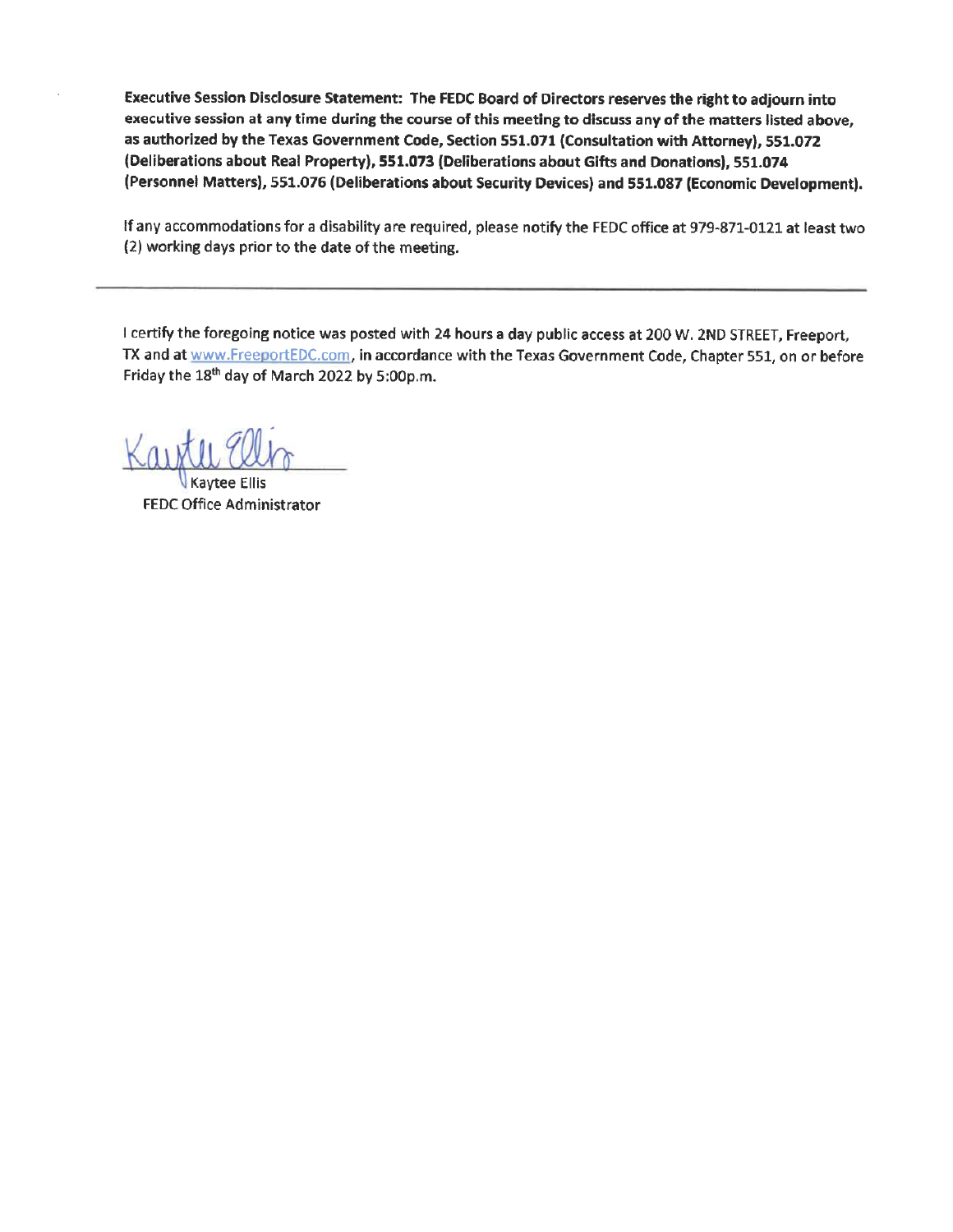**Executive Session Disclosure Statement: The FEDC Board of Directors reserves the right to adjourn into executive session at any time during the course of this meeting to discuss any of the matters listed above, as authorized by the Texas Government Code, Section 551.071 (Consultation with Attorney), 551.072 (Deliberations about Real Property), 551.073 (Deliberations about Gifts and Donations), 551.074 (Personnel Matters), 551.076 (Deliberations about Security Devices) and 551.087 (Economic Development).**

If any accommodations for a disability are required, please notify the FEDC office at 979-871-0121 at least two (2) working days prior to the date of the meeting.

---

I certify the foregoing notice was posted with 24 hours a day public access at 200 W. 2ND STREET, Freeport, TX and at www.FreeportEDC.com, in accordance with the Texas Government Code, Chapter 551, on or before Friday the 18th day of March 2022 by 5:00p.m.

Kaytee Ellis
FEDC Office Administrator